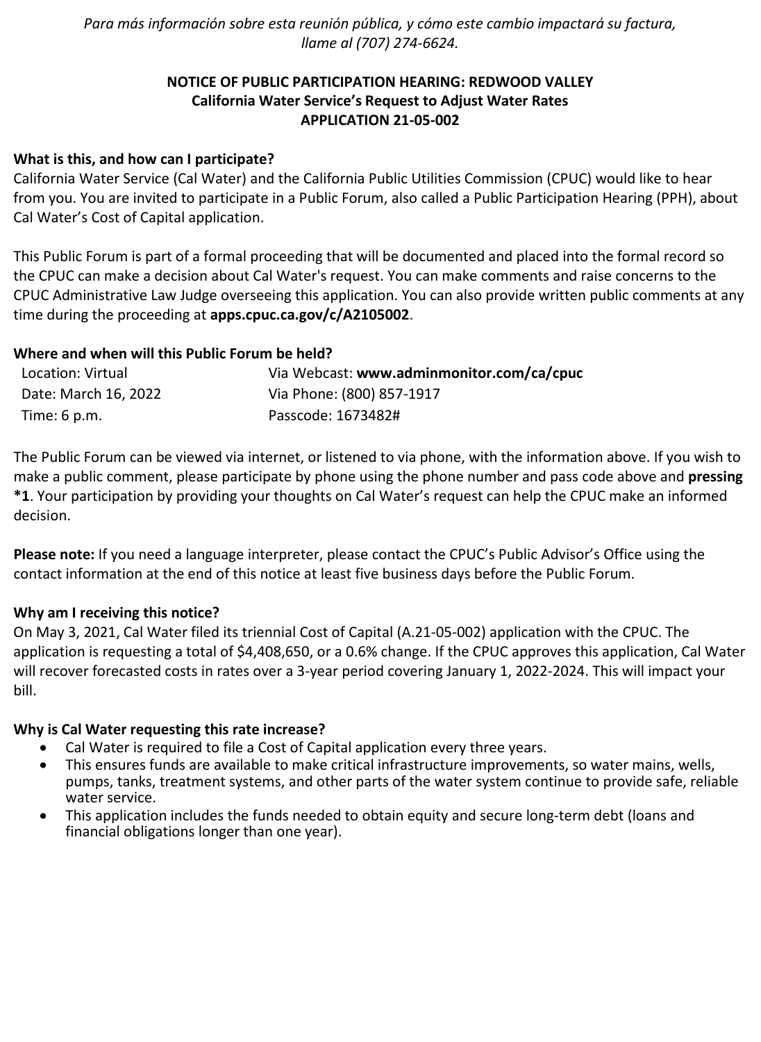*Para más información sobre esta reunión pública, y cómo este cambio impactará su factura, llame al (707) 274-6624.*

**NOTICE OF PUBLIC PARTICIPATION HEARING: REDWOOD VALLEY**
**California Water Service's Request to Adjust Water Rates**
**APPLICATION 21-05-002**

**What is this, and how can I participate?**

California Water Service (Cal Water) and the California Public Utilities Commission (CPUC) would like to hear from you. You are invited to participate in a Public Forum, also called a Public Participation Hearing (PPH), about Cal Water's Cost of Capital application.

This Public Forum is part of a formal proceeding that will be documented and placed into the formal record so the CPUC can make a decision about Cal Water's request. You can make comments and raise concerns to the CPUC Administrative Law Judge overseeing this application. You can also provide written public comments at any time during the proceeding at **apps.cpuc.ca.gov/c/A2105002**.

**Where and when will this Public Forum be held?**

| | |
|---|---|
| Location: Virtual | Via Webcast: **www.adminmonitor.com/ca/cpuc** |
| Date: March 16, 2022 | Via Phone: (800) 857-1917 |
| Time: 6 p.m. | Passcode: 1673482# |

The Public Forum can be viewed via internet, or listened to via phone, with the information above. If you wish to make a public comment, please participate by phone using the phone number and pass code above and **pressing *1**. Your participation by providing your thoughts on Cal Water's request can help the CPUC make an informed decision.

**Please note:** If you need a language interpreter, please contact the CPUC's Public Advisor's Office using the contact information at the end of this notice at least five business days before the Public Forum.

**Why am I receiving this notice?**

On May 3, 2021, Cal Water filed its triennial Cost of Capital (A.21-05-002) application with the CPUC. The application is requesting a total of $4,408,650, or a 0.6% change. If the CPUC approves this application, Cal Water will recover forecasted costs in rates over a 3-year period covering January 1, 2022-2024. This will impact your bill.

**Why is Cal Water requesting this rate increase?**

- Cal Water is required to file a Cost of Capital application every three years.
- This ensures funds are available to make critical infrastructure improvements, so water mains, wells, pumps, tanks, treatment systems, and other parts of the water system continue to provide safe, reliable water service.
- This application includes the funds needed to obtain equity and secure long-term debt (loans and financial obligations longer than one year).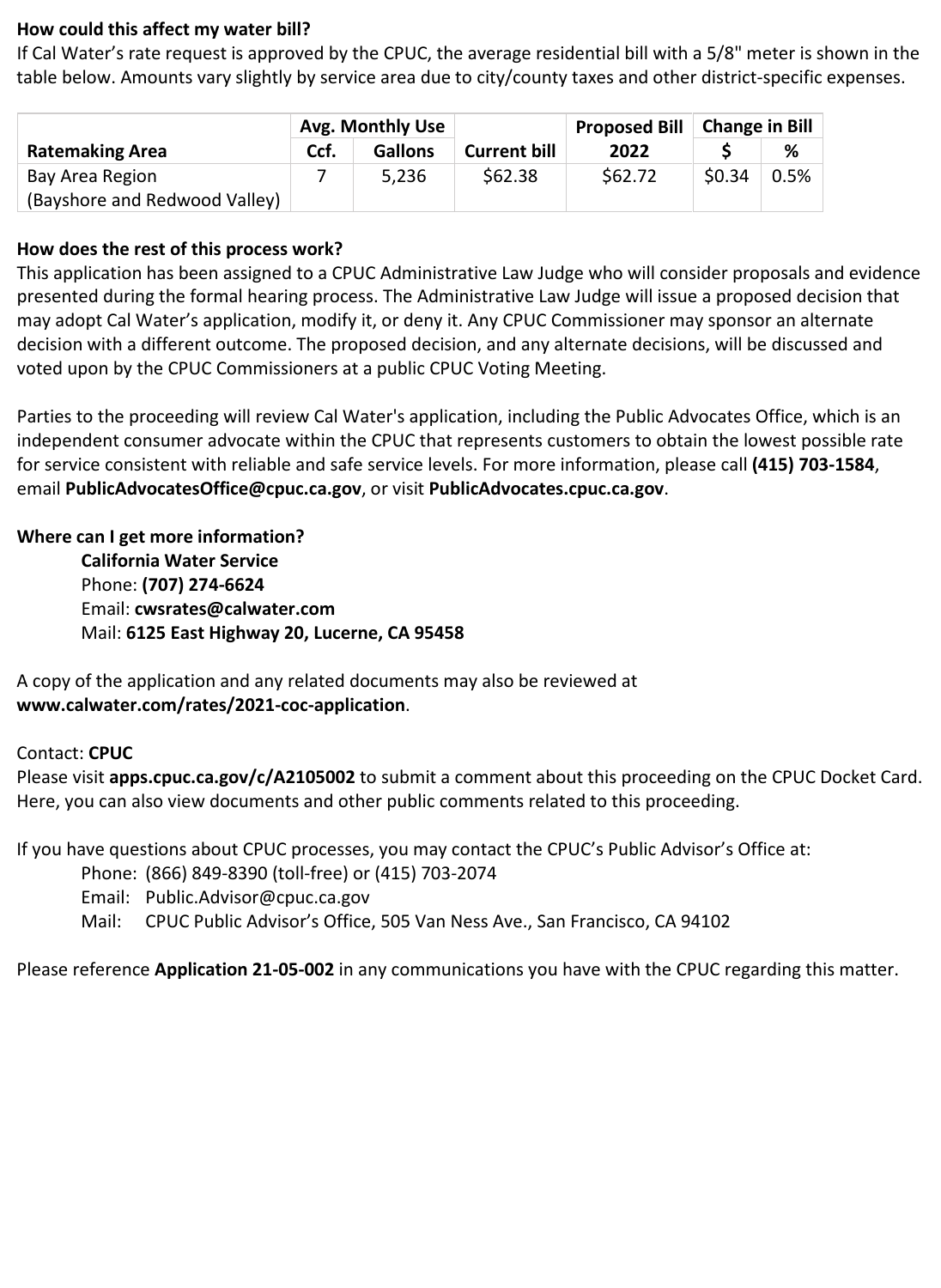**How could this affect my water bill?**

If Cal Water's rate request is approved by the CPUC, the average residential bill with a 5/8" meter is shown in the table below. Amounts vary slightly by service area due to city/county taxes and other district-specific expenses.

| | Avg. Monthly Use | | | Proposed Bill | Change in Bill | |
|---|---|---|---|---|---|---|
| **Ratemaking Area** | **Ccf.** | **Gallons** | **Current bill** | **2022** | **$** | **%** |
| Bay Area Region (Bayshore and Redwood Valley) | 7 | 5,236 | $62.38 | $62.72 | $0.34 | 0.5% |

**How does the rest of this process work?**

This application has been assigned to a CPUC Administrative Law Judge who will consider proposals and evidence presented during the formal hearing process. The Administrative Law Judge will issue a proposed decision that may adopt Cal Water's application, modify it, or deny it. Any CPUC Commissioner may sponsor an alternate decision with a different outcome. The proposed decision, and any alternate decisions, will be discussed and voted upon by the CPUC Commissioners at a public CPUC Voting Meeting.

Parties to the proceeding will review Cal Water's application, including the Public Advocates Office, which is an independent consumer advocate within the CPUC that represents customers to obtain the lowest possible rate for service consistent with reliable and safe service levels. For more information, please call **(415) 703-1584**, email **PublicAdvocatesOffice@cpuc.ca.gov**, or visit **PublicAdvocates.cpuc.ca.gov**.

**Where can I get more information?**

> **California Water Service**
> Phone: **(707) 274-6624**
> Email: **cwsrates@calwater.com**
> Mail: **6125 East Highway 20, Lucerne, CA 95458**

A copy of the application and any related documents may also be reviewed at **www.calwater.com/rates/2021-coc-application**.

Contact: **CPUC**

Please visit **apps.cpuc.ca.gov/c/A2105002** to submit a comment about this proceeding on the CPUC Docket Card. Here, you can also view documents and other public comments related to this proceeding.

If you have questions about CPUC processes, you may contact the CPUC's Public Advisor's Office at:

> Phone: (866) 849-8390 (toll-free) or (415) 703-2074
> Email: Public.Advisor@cpuc.ca.gov
> Mail: CPUC Public Advisor's Office, 505 Van Ness Ave., San Francisco, CA 94102

Please reference **Application 21-05-002** in any communications you have with the CPUC regarding this matter.